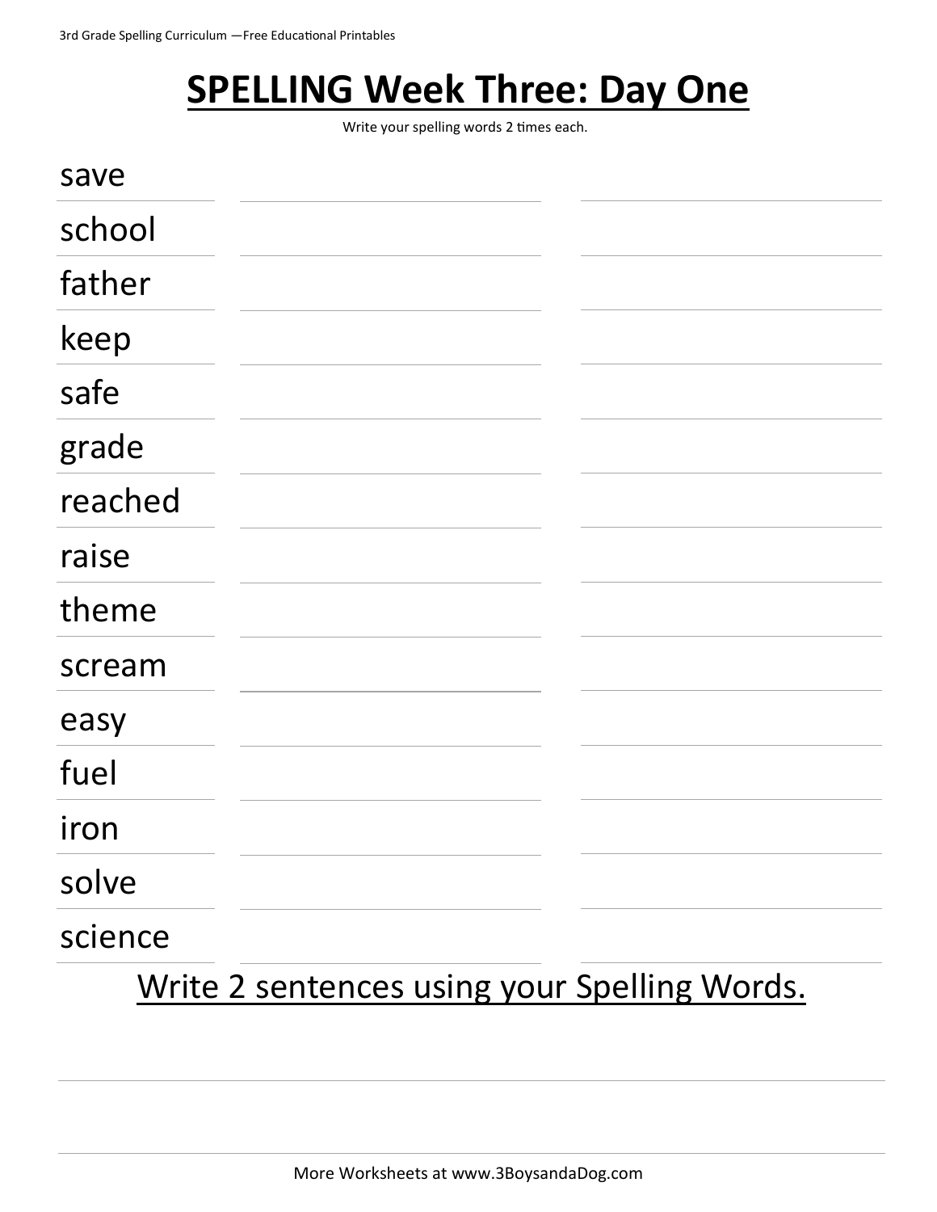# SPELLING Week Three: Day One

Write your spelling words 2 times each.

save

school

father

keep

safe

grade

reached

raise

theme

scream

easy

fuel

iron

solve

science

Write 2 sentences using your Spelling Words.

More Worksheets at www.3BoysandaDog.com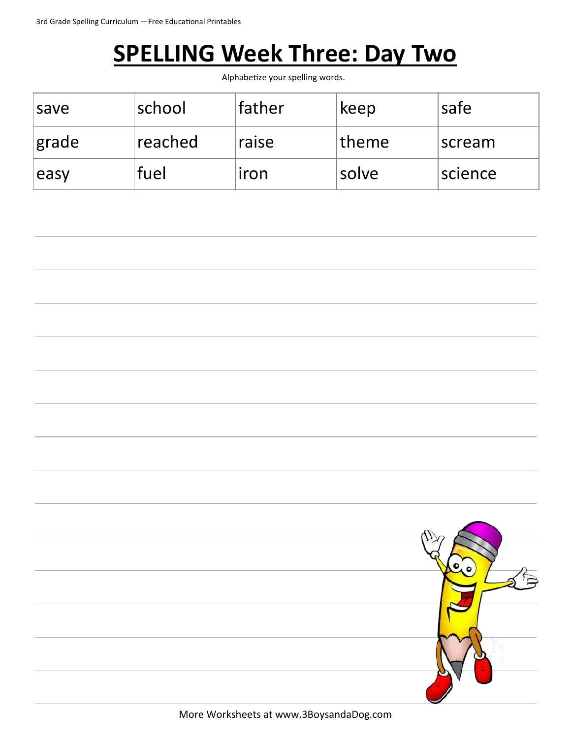# SPELLING Week Three: Day Two

Alphabetize your spelling words.

| save | school | father | keep | safe |
|---|---|---|---|---|
| grade | reached | raise | theme | scream |
| easy | fuel | iron | solve | science |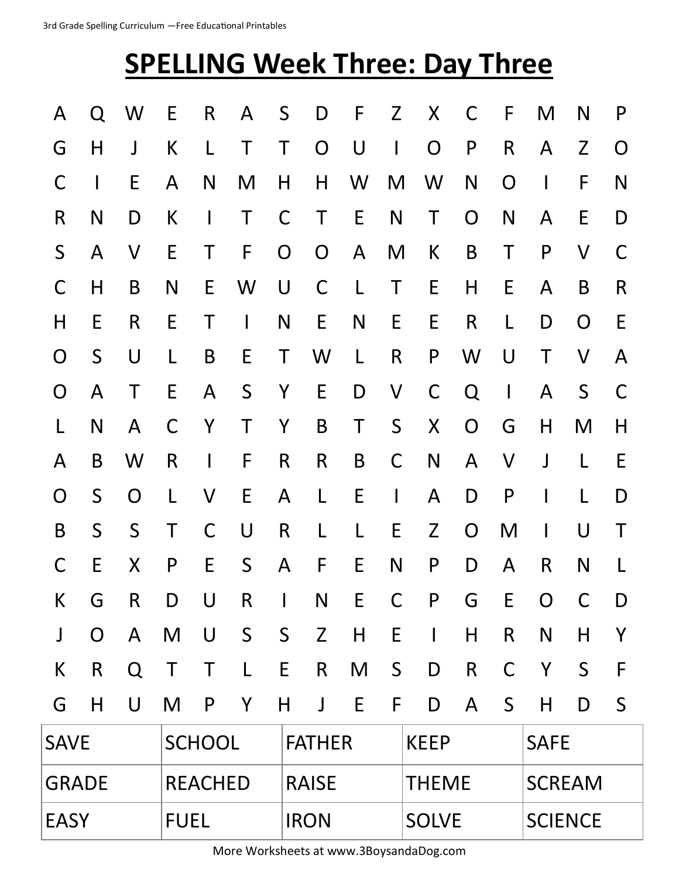# SPELLING Week Three: Day Three

```
A Q W E R A S D F Z X C F M N P
G H J K L T T O U I O P R A Z O
C I E A N M H H W M W N O I F N
R N D K I T C T E N T O N A E D
S A V E T F O O A M K B T P V C
C H B N E W U C L T E H E A B R
H E R E T I N E N E E R L D O E
O S U L B E T W L R P W U T V A
O A T E A S Y E D V C Q I A S C
L N A C Y T Y B T S X O G H M H
A B W R I F R R B C N A V J L E
O S O L V E A L E I A D P I L D
B S S T C U R L L E Z O M I U T
C E X P E S A F E N P D A R N L
K G R D U R I N E C P G E O C D
J O A M U S S Z H E I H R N H Y
K R Q T T L E R M S D R C Y S F
G H U M P Y H J E F D A S H D S
```

| SAVE | SCHOOL | FATHER | KEEP | SAFE |
|---|---|---|---|---|
| GRADE | REACHED | RAISE | THEME | SCREAM |
| EASY | FUEL | IRON | SOLVE | SCIENCE |

More Worksheets at www.3BoysandaDog.com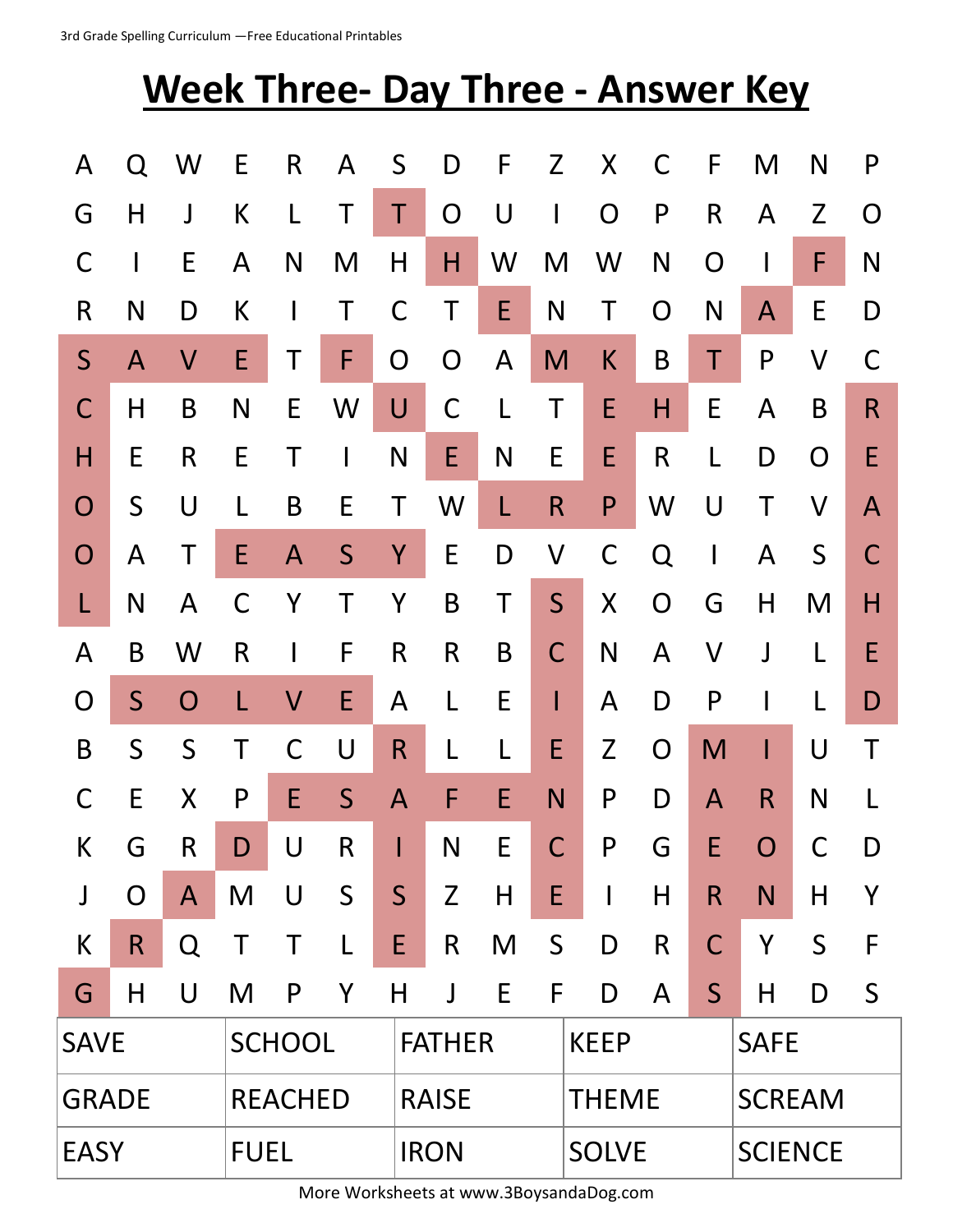# Week Three- Day Three - Answer Key

| | | | | | | | | | | | | | | | |
|---|---|---|---|---|---|---|---|---|---|---|---|---|---|---|---|
| A | Q | W | E | R | A | S | D | F | Z | X | C | F | M | N | P |
| G | H | J | K | L | T | T | O | U | I | O | P | R | A | Z | O |
| C | I | E | A | N | M | H | H | W | M | W | N | O | I | F | N |
| R | N | D | K | I | T | C | T | E | N | T | O | N | A | E | D |
| S | A | V | E | T | F | O | O | A | M | K | B | T | P | V | C |
| C | H | B | N | E | W | U | C | L | T | E | H | E | A | B | R |
| H | E | R | E | T | I | N | E | N | E | E | R | L | D | O | E |
| O | S | U | L | B | E | T | W | L | R | P | W | U | T | V | A |
| O | A | T | E | A | S | Y | E | D | V | C | Q | I | A | S | C |
| L | N | A | C | Y | T | Y | B | T | S | X | O | G | H | M | H |
| A | B | W | R | I | F | R | R | B | C | N | A | V | J | L | E |
| O | S | O | L | V | E | A | L | E | I | A | D | P | I | L | D |
| B | S | S | T | C | U | R | L | L | E | Z | O | M | I | U | T |
| C | E | X | P | E | S | A | F | E | N | P | D | A | R | N | L |
| K | G | R | D | U | R | I | N | E | C | P | G | E | O | C | D |
| J | O | A | M | U | S | S | Z | H | E | I | H | R | N | H | Y |
| K | R | Q | T | T | L | E | R | M | S | D | R | C | Y | S | F |
| G | H | U | M | P | Y | H | J | E | F | D | A | S | H | D | S |

| | | | | |
|---|---|---|---|---|
| SAVE | SCHOOL | FATHER | KEEP | SAFE |
| GRADE | REACHED | RAISE | THEME | SCREAM |
| EASY | FUEL | IRON | SOLVE | SCIENCE |

More Worksheets at www.3BoysandaDog.com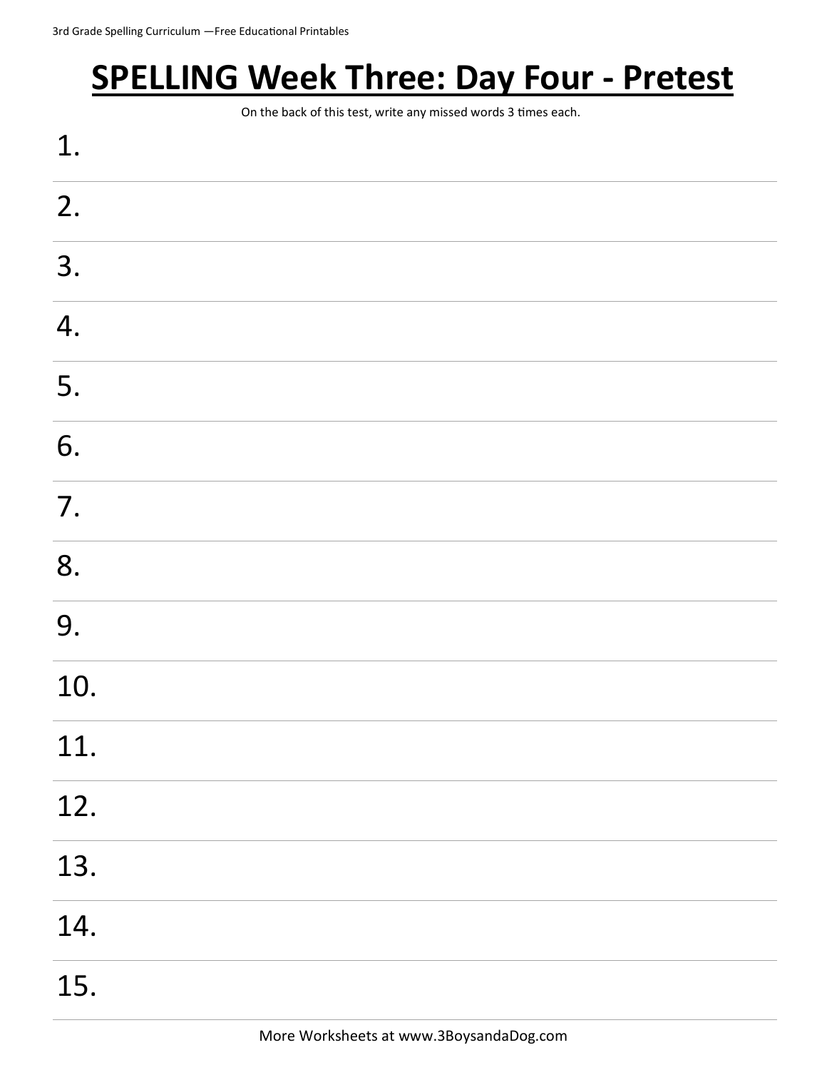# SPELLING Week Three: Day Four - Pretest

On the back of this test, write any missed words 3 times each.

1.

2.

3.

4.

5.

6.

7.

8.

9.

10.

11.

12.

13.

14.

15.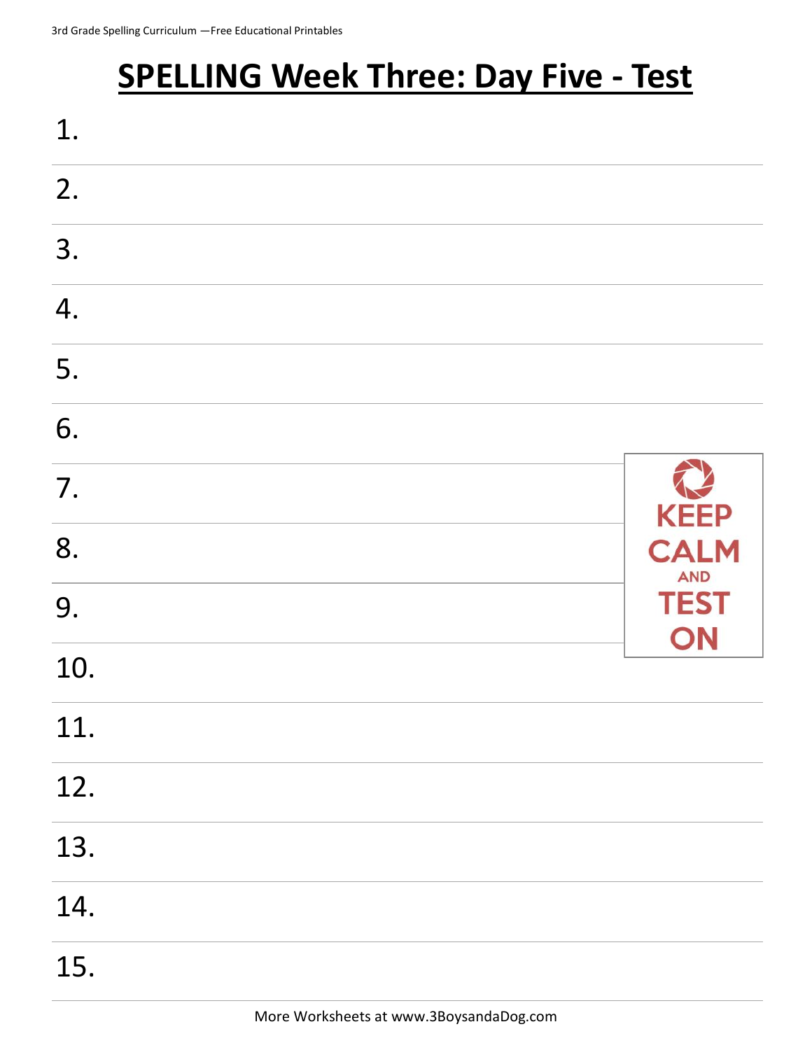# SPELLING Week Three: Day Five - Test

1.

2.

3.

4.

5.

6.

7.

8.

9.

10.

11.

12.

13.

14.

15.

KEEP CALM AND TEST ON